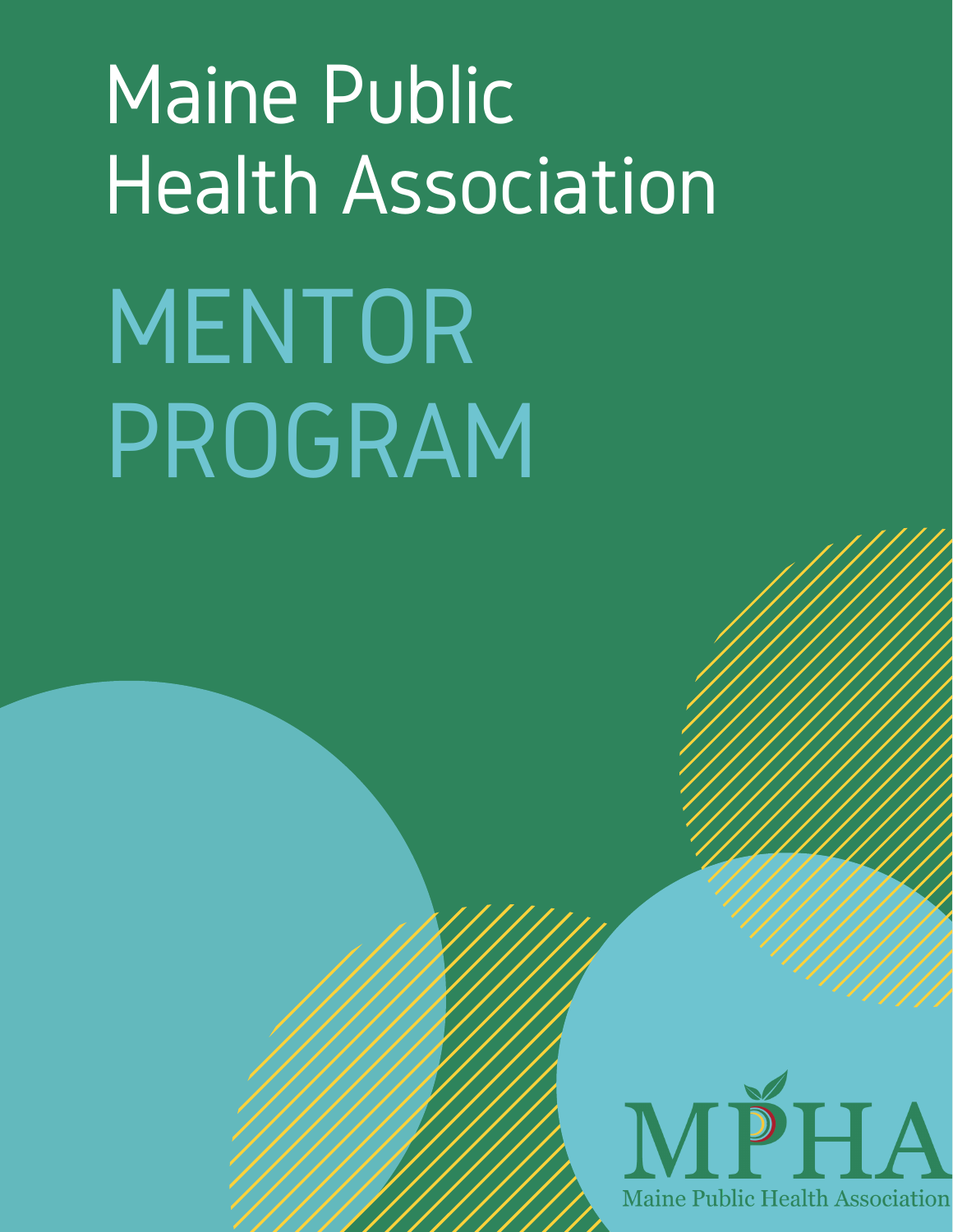# Maine Public Health Association

# MENTOR PROGRAM

MPHA

Maine Public Health Association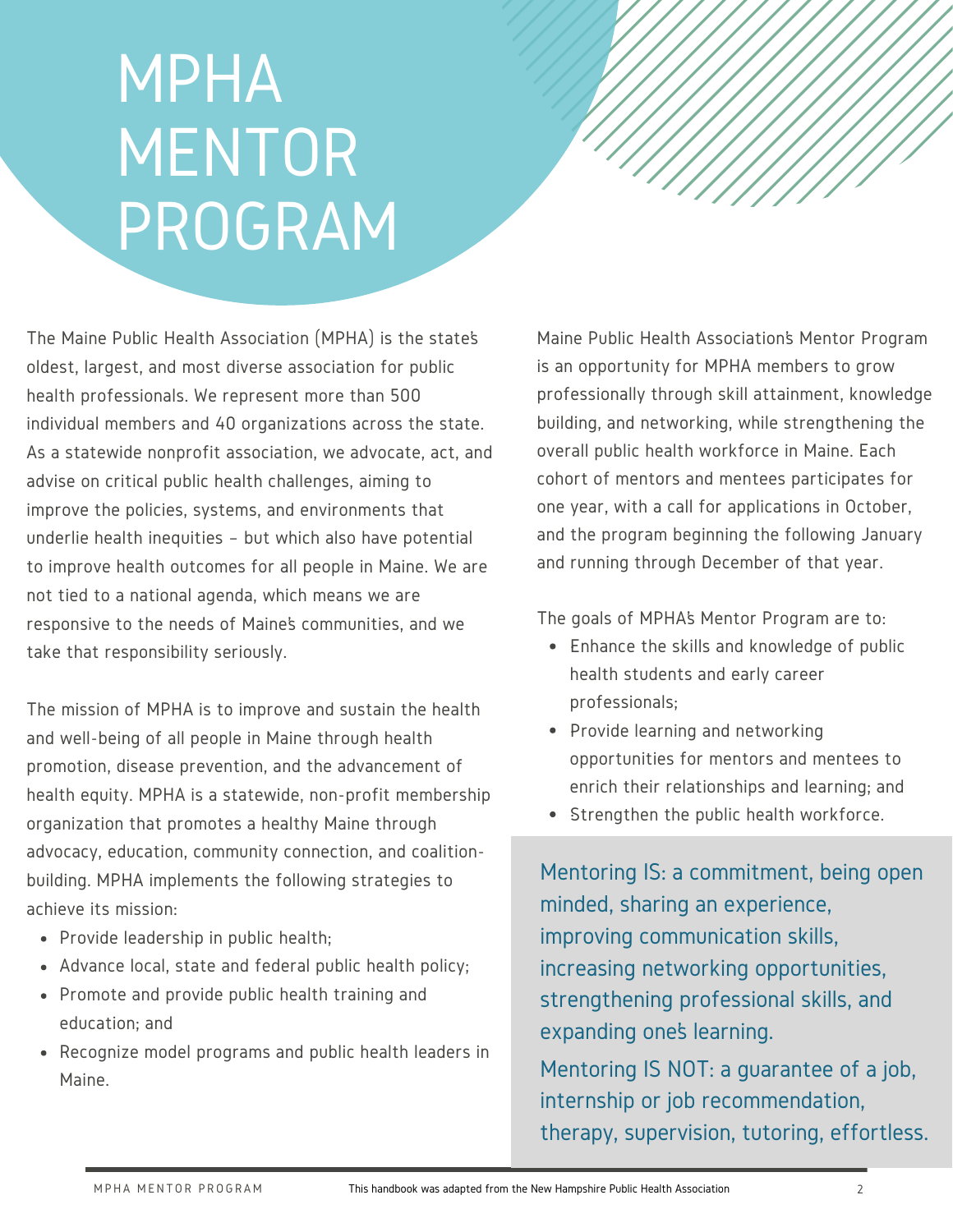# MPHA MENTOR PROGRAM

The Maine Public Health Association (MPHA) is the state's oldest, largest, and most diverse association for public health professionals. We represent more than 500 individual members and 40 organizations across the state. As a statewide nonprofit association, we advocate, act, and advise on critical public health challenges, aiming to improve the policies, systems, and environments that underlie health inequities – but which also have potential to improve health outcomes for all people in Maine. We are not tied to a national agenda, which means we are responsive to the needs of Maine's communities, and we take that responsibility seriously.

The mission of MPHA is to improve and sustain the health and well-being of all people in Maine through health promotion, disease prevention, and the advancement of health equity. MPHA is a statewide, non-profit membership organization that promotes a healthy Maine through advocacy, education, community connection, and coalition-building. MPHA implements the following strategies to achieve its mission:

- Provide leadership in public health;
- Advance local, state and federal public health policy;
- Promote and provide public health training and education; and
- Recognize model programs and public health leaders in Maine.

Maine Public Health Association's Mentor Program is an opportunity for MPHA members to grow professionally through skill attainment, knowledge building, and networking, while strengthening the overall public health workforce in Maine. Each cohort of mentors and mentees participates for one year, with a call for applications in October, and the program beginning the following January and running through December of that year.

The goals of MPHA's Mentor Program are to:

- Enhance the skills and knowledge of public health students and early career professionals;
- Provide learning and networking opportunities for mentors and mentees to enrich their relationships and learning; and
- Strengthen the public health workforce.

Mentoring IS: a commitment, being open minded, sharing an experience, improving communication skills, increasing networking opportunities, strengthening professional skills, and expanding one's learning.

Mentoring IS NOT: a guarantee of a job, internship or job recommendation, therapy, supervision, tutoring, effortless.

This handbook was adapted from the New Hampshire Public Health Association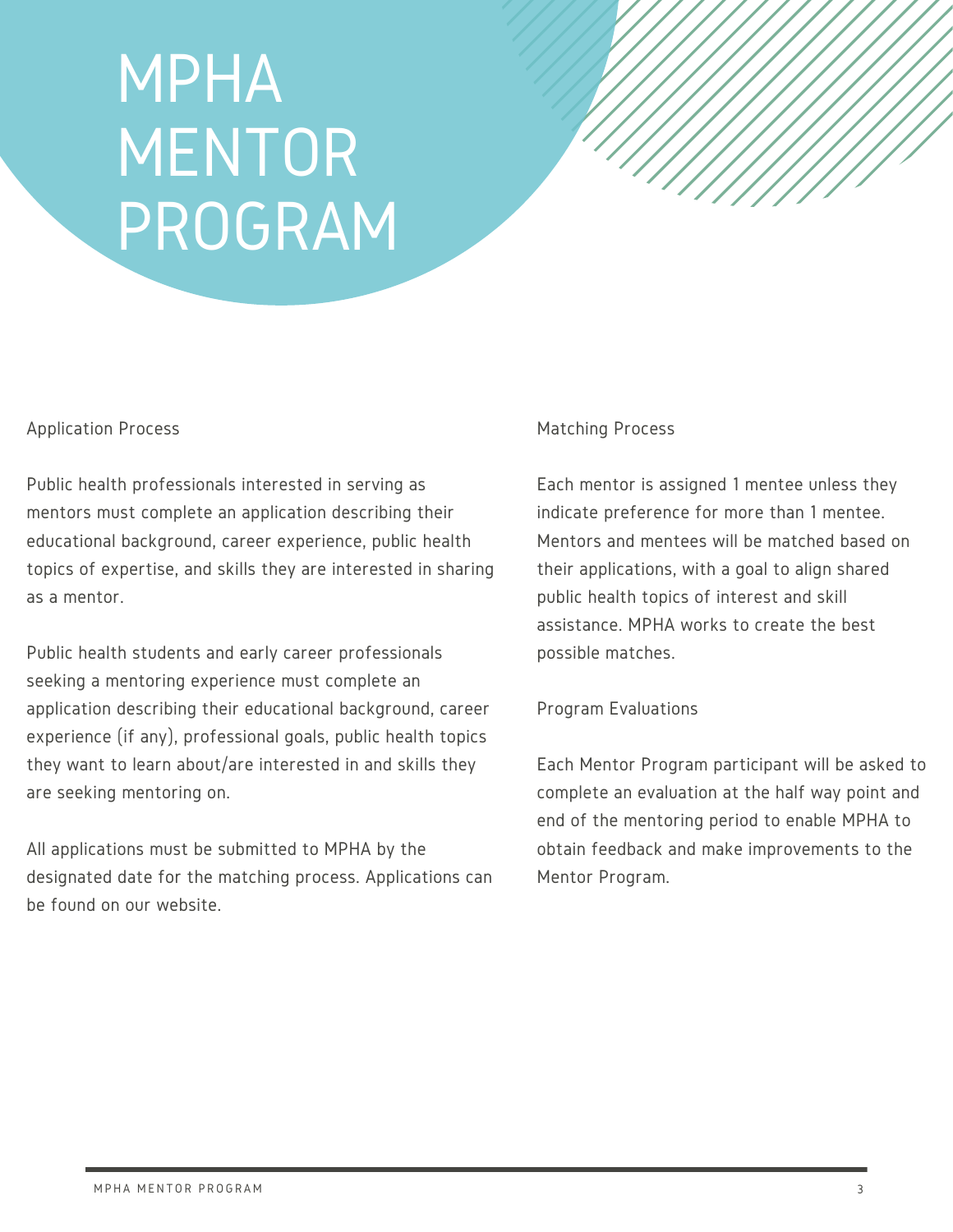# MPHA MENTOR PROGRAM

## Application Process

Public health professionals interested in serving as mentors must complete an application describing their educational background, career experience, public health topics of expertise, and skills they are interested in sharing as a mentor.

Public health students and early career professionals seeking a mentoring experience must complete an application describing their educational background, career experience (if any), professional goals, public health topics they want to learn about/are interested in and skills they are seeking mentoring on.

All applications must be submitted to MPHA by the designated date for the matching process. Applications can be found on our website.

## Matching Process

Each mentor is assigned 1 mentee unless they indicate preference for more than 1 mentee. Mentors and mentees will be matched based on their applications, with a goal to align shared public health topics of interest and skill assistance. MPHA works to create the best possible matches.

## Program Evaluations

Each Mentor Program participant will be asked to complete an evaluation at the half way point and end of the mentoring period to enable MPHA to obtain feedback and make improvements to the Mentor Program.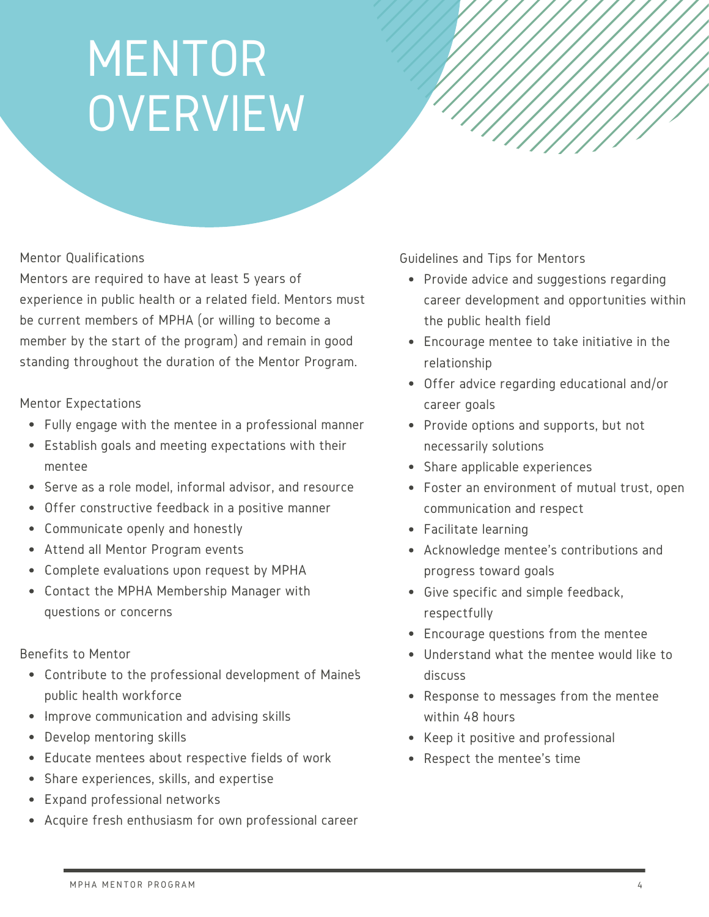# MENTOR OVERVIEW

## Mentor Qualifications

Mentors are required to have at least 5 years of experience in public health or a related field. Mentors must be current members of MPHA (or willing to become a member by the start of the program) and remain in good standing throughout the duration of the Mentor Program.

## Mentor Expectations

- Fully engage with the mentee in a professional manner
- Establish goals and meeting expectations with their mentee
- Serve as a role model, informal advisor, and resource
- Offer constructive feedback in a positive manner
- Communicate openly and honestly
- Attend all Mentor Program events
- Complete evaluations upon request by MPHA
- Contact the MPHA Membership Manager with questions or concerns

## Benefits to Mentor

- Contribute to the professional development of Maine's public health workforce
- Improve communication and advising skills
- Develop mentoring skills
- Educate mentees about respective fields of work
- Share experiences, skills, and expertise
- Expand professional networks
- Acquire fresh enthusiasm for own professional career

## Guidelines and Tips for Mentors

- Provide advice and suggestions regarding career development and opportunities within the public health field
- Encourage mentee to take initiative in the relationship
- Offer advice regarding educational and/or career goals
- Provide options and supports, but not necessarily solutions
- Share applicable experiences
- Foster an environment of mutual trust, open communication and respect
- Facilitate learning
- Acknowledge mentee's contributions and progress toward goals
- Give specific and simple feedback, respectfully
- Encourage questions from the mentee
- Understand what the mentee would like to discuss
- Response to messages from the mentee within 48 hours
- Keep it positive and professional
- Respect the mentee's time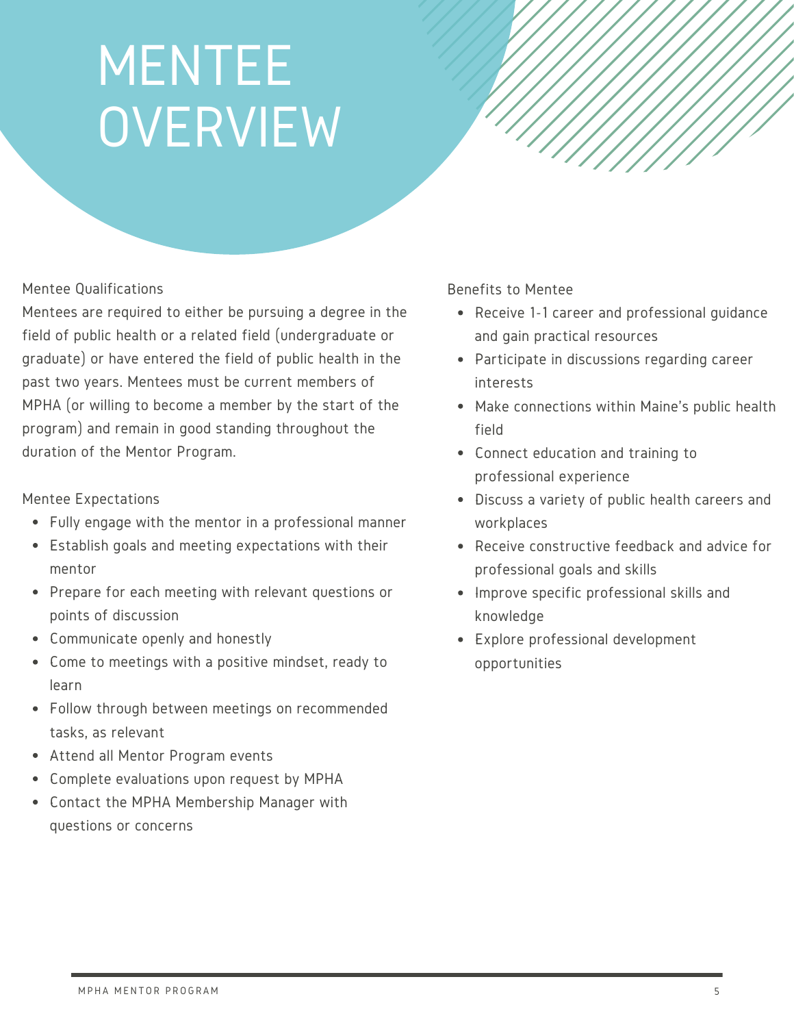# MENTEE OVERVIEW

## Mentee Qualifications

Mentees are required to either be pursuing a degree in the field of public health or a related field (undergraduate or graduate) or have entered the field of public health in the past two years. Mentees must be current members of MPHA (or willing to become a member by the start of the program) and remain in good standing throughout the duration of the Mentor Program.

## Mentee Expectations

- Fully engage with the mentor in a professional manner
- Establish goals and meeting expectations with their mentor
- Prepare for each meeting with relevant questions or points of discussion
- Communicate openly and honestly
- Come to meetings with a positive mindset, ready to learn
- Follow through between meetings on recommended tasks, as relevant
- Attend all Mentor Program events
- Complete evaluations upon request by MPHA
- Contact the MPHA Membership Manager with questions or concerns

## Benefits to Mentee

- Receive 1-1 career and professional guidance and gain practical resources
- Participate in discussions regarding career interests
- Make connections within Maine's public health field
- Connect education and training to professional experience
- Discuss a variety of public health careers and workplaces
- Receive constructive feedback and advice for professional goals and skills
- Improve specific professional skills and knowledge
- Explore professional development opportunities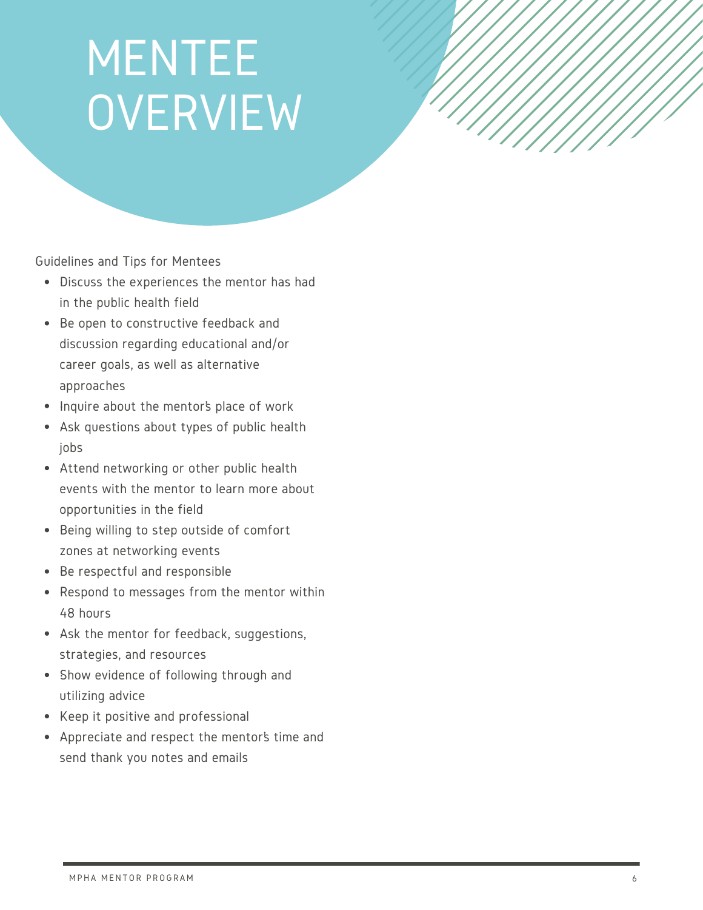# MENTEE OVERVIEW

Guidelines and Tips for Mentees

- Discuss the experiences the mentor has had in the public health field
- Be open to constructive feedback and discussion regarding educational and/or career goals, as well as alternative approaches
- Inquire about the mentor's place of work
- Ask questions about types of public health jobs
- Attend networking or other public health events with the mentor to learn more about opportunities in the field
- Being willing to step outside of comfort zones at networking events
- Be respectful and responsible
- Respond to messages from the mentor within 48 hours
- Ask the mentor for feedback, suggestions, strategies, and resources
- Show evidence of following through and utilizing advice
- Keep it positive and professional
- Appreciate and respect the mentor's time and send thank you notes and emails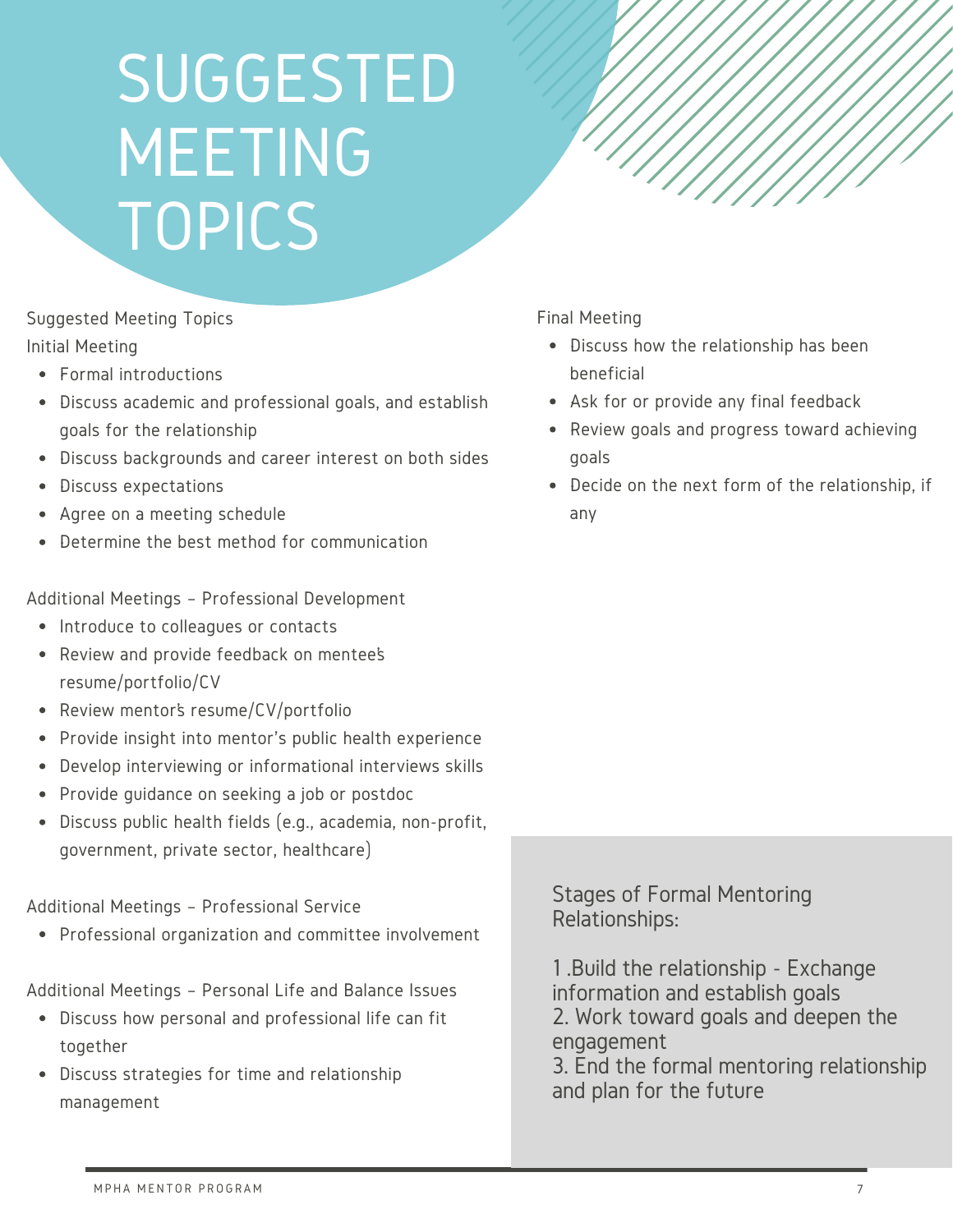# SUGGESTED MEETING TOPICS

Suggested Meeting Topics

Initial Meeting

- Formal introductions
- Discuss academic and professional goals, and establish goals for the relationship
- Discuss backgrounds and career interest on both sides
- Discuss expectations
- Agree on a meeting schedule
- Determine the best method for communication

Additional Meetings – Professional Development

- Introduce to colleagues or contacts
- Review and provide feedback on mentee's resume/portfolio/CV
- Review mentor's resume/CV/portfolio
- Provide insight into mentor's public health experience
- Develop interviewing or informational interviews skills
- Provide guidance on seeking a job or postdoc
- Discuss public health fields (e.g., academia, non-profit, government, private sector, healthcare)

Additional Meetings – Professional Service

- Professional organization and committee involvement

Additional Meetings – Personal Life and Balance Issues

- Discuss how personal and professional life can fit together
- Discuss strategies for time and relationship management

Final Meeting

- Discuss how the relationship has been beneficial
- Ask for or provide any final feedback
- Review goals and progress toward achieving goals
- Decide on the next form of the relationship, if any

Stages of Formal Mentoring Relationships:

1. Build the relationship - Exchange information and establish goals
2. Work toward goals and deepen the engagement
3. End the formal mentoring relationship and plan for the future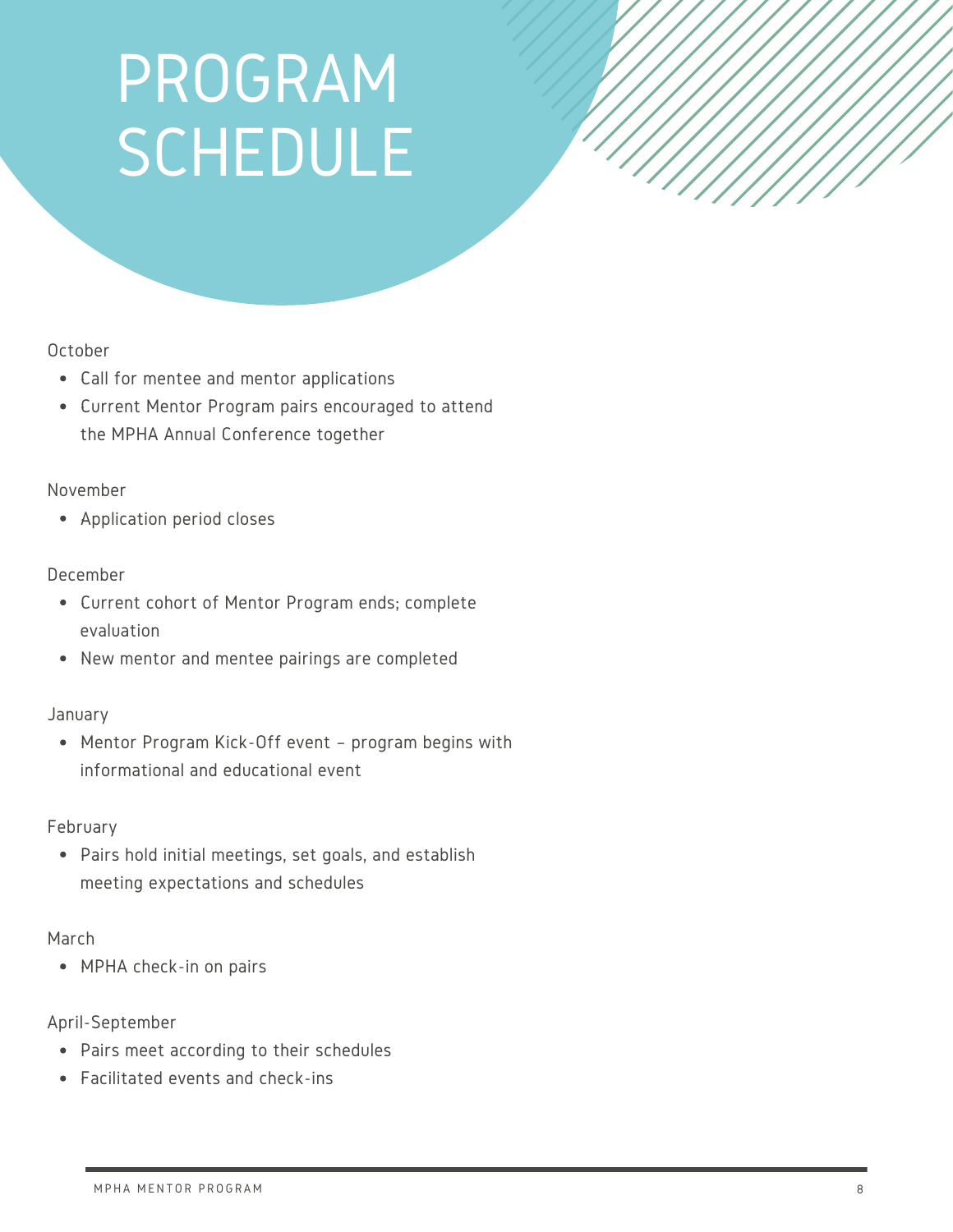# PROGRAM SCHEDULE

October

- Call for mentee and mentor applications
- Current Mentor Program pairs encouraged to attend the MPHA Annual Conference together

November

- Application period closes

December

- Current cohort of Mentor Program ends; complete evaluation
- New mentor and mentee pairings are completed

January

- Mentor Program Kick-Off event – program begins with informational and educational event

February

- Pairs hold initial meetings, set goals, and establish meeting expectations and schedules

March

- MPHA check-in on pairs

April-September

- Pairs meet according to their schedules
- Facilitated events and check-ins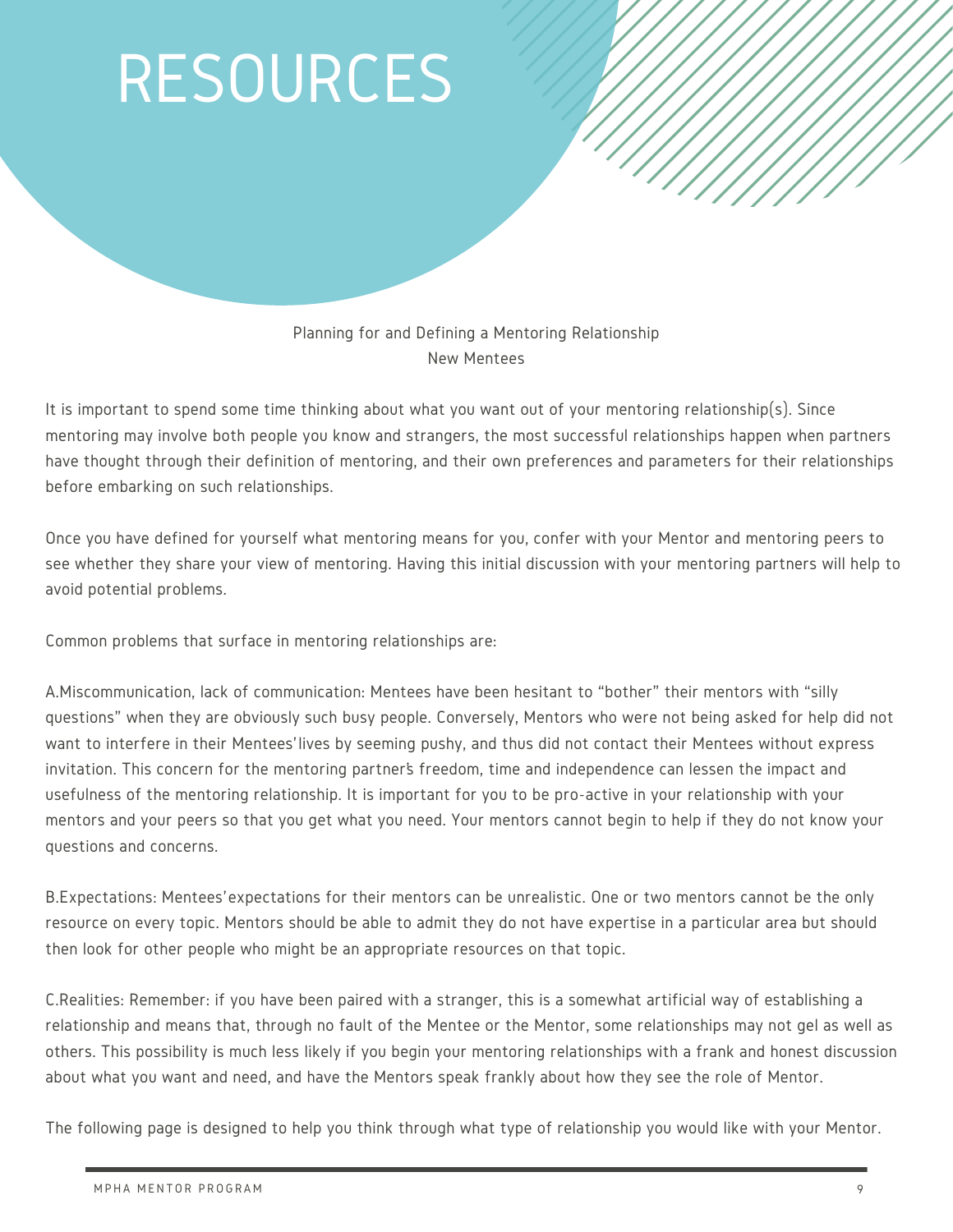# RESOURCES

Planning for and Defining a Mentoring Relationship
New Mentees

It is important to spend some time thinking about what you want out of your mentoring relationship(s). Since mentoring may involve both people you know and strangers, the most successful relationships happen when partners have thought through their definition of mentoring, and their own preferences and parameters for their relationships before embarking on such relationships.

Once you have defined for yourself what mentoring means for you, confer with your Mentor and mentoring peers to see whether they share your view of mentoring. Having this initial discussion with your mentoring partners will help to avoid potential problems.

Common problems that surface in mentoring relationships are:

A.Miscommunication, lack of communication: Mentees have been hesitant to "bother" their mentors with "silly questions" when they are obviously such busy people. Conversely, Mentors who were not being asked for help did not want to interfere in their Mentees' lives by seeming pushy, and thus did not contact their Mentees without express invitation. This concern for the mentoring partner's freedom, time and independence can lessen the impact and usefulness of the mentoring relationship. It is important for you to be pro-active in your relationship with your mentors and your peers so that you get what you need. Your mentors cannot begin to help if they do not know your questions and concerns.

B.Expectations: Mentees' expectations for their mentors can be unrealistic. One or two mentors cannot be the only resource on every topic. Mentors should be able to admit they do not have expertise in a particular area but should then look for other people who might be an appropriate resources on that topic.

C.Realities: Remember: if you have been paired with a stranger, this is a somewhat artificial way of establishing a relationship and means that, through no fault of the Mentee or the Mentor, some relationships may not gel as well as others. This possibility is much less likely if you begin your mentoring relationships with a frank and honest discussion about what you want and need, and have the Mentors speak frankly about how they see the role of Mentor.

The following page is designed to help you think through what type of relationship you would like with your Mentor.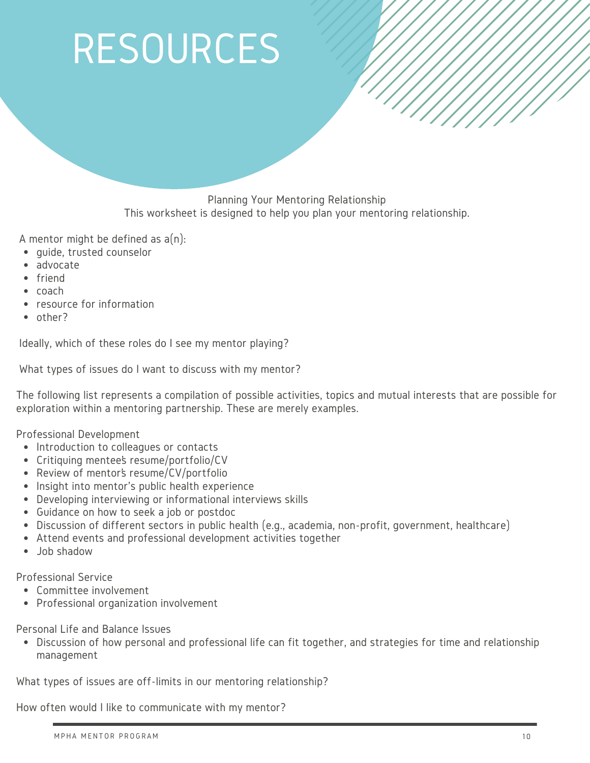# RESOURCES

Planning Your Mentoring Relationship

This worksheet is designed to help you plan your mentoring relationship.

A mentor might be defined as a(n):

- guide, trusted counselor
- advocate
- friend
- coach
- resource for information
- other?

Ideally, which of these roles do I see my mentor playing?

What types of issues do I want to discuss with my mentor?

The following list represents a compilation of possible activities, topics and mutual interests that are possible for exploration within a mentoring partnership. These are merely examples.

Professional Development

- Introduction to colleagues or contacts
- Critiquing mentee's resume/portfolio/CV
- Review of mentor's resume/CV/portfolio
- Insight into mentor's public health experience
- Developing interviewing or informational interviews skills
- Guidance on how to seek a job or postdoc
- Discussion of different sectors in public health (e.g., academia, non-profit, government, healthcare)
- Attend events and professional development activities together
- Job shadow

Professional Service

- Committee involvement
- Professional organization involvement

Personal Life and Balance Issues

- Discussion of how personal and professional life can fit together, and strategies for time and relationship management

What types of issues are off-limits in our mentoring relationship?

How often would I like to communicate with my mentor?